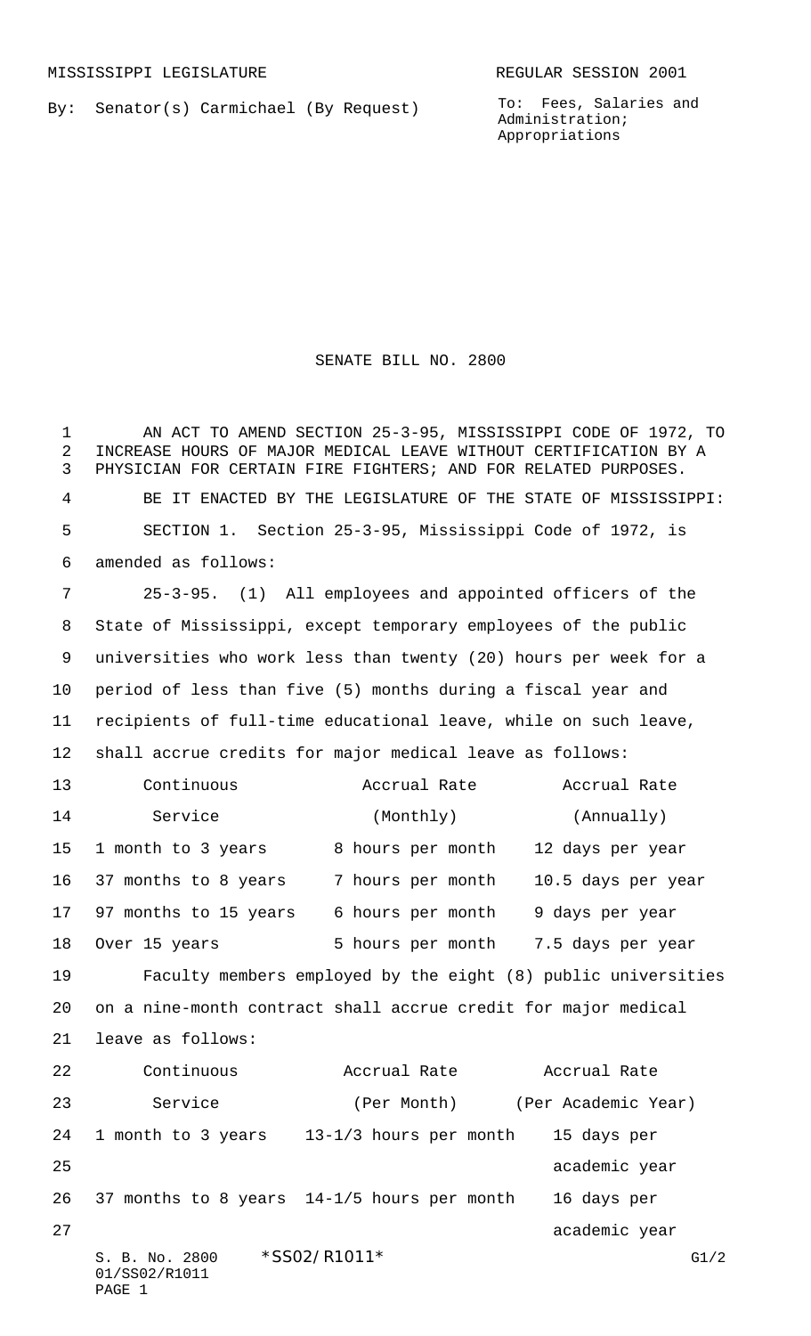MISSISSIPPI LEGISLATURE — REGULAR SESSION 2001

By: Senator(s) Carmichael (By Request)

To: Fees, Salaries and Administration; Appropriations

# SENATE BILL NO. 2800

AN ACT TO AMEND SECTION 25-3-95, MISSISSIPPI CODE OF 1972, TO INCREASE HOURS OF MAJOR MEDICAL LEAVE WITHOUT CERTIFICATION BY A PHYSICIAN FOR CERTAIN FIRE FIGHTERS; AND FOR RELATED PURPOSES.

BE IT ENACTED BY THE LEGISLATURE OF THE STATE OF MISSISSIPPI:

SECTION 1. Section 25-3-95, Mississippi Code of 1972, is amended as follows:

25-3-95. (1) All employees and appointed officers of the State of Mississippi, except temporary employees of the public universities who work less than twenty (20) hours per week for a period of less than five (5) months during a fiscal year and recipients of full-time educational leave, while on such leave, shall accrue credits for major medical leave as follows:

| Continuous Service | Accrual Rate (Monthly) | Accrual Rate (Annually) |
| --- | --- | --- |
| 1 month to 3 years | 8 hours per month | 12 days per year |
| 37 months to 8 years | 7 hours per month | 10.5 days per year |
| 97 months to 15 years | 6 hours per month | 9 days per year |
| Over 15 years | 5 hours per month | 7.5 days per year |

Faculty members employed by the eight (8) public universities on a nine-month contract shall accrue credit for major medical leave as follows:

| Continuous Service | Accrual Rate (Per Month) | Accrual Rate (Per Academic Year) |
| --- | --- | --- |
| 1 month to 3 years | 13-1/3 hours per month | 15 days per academic year |
| 37 months to 8 years | 14-1/5 hours per month | 16 days per academic year |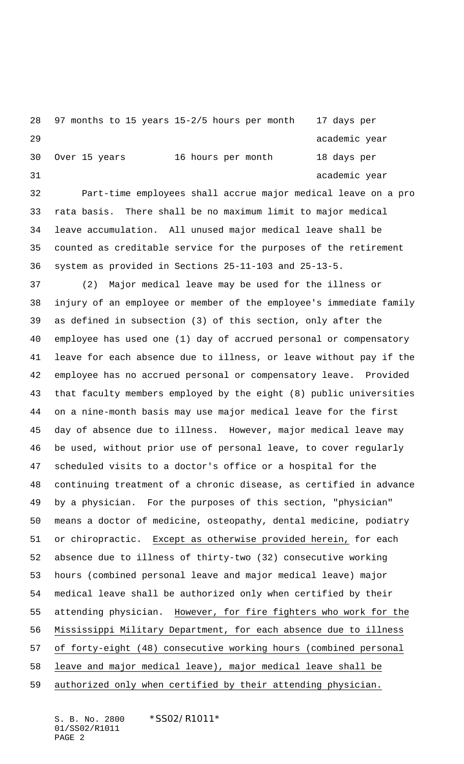| | | |
|---|---|---|
| 97 months to 15 years | 15-2/5 hours per month | 17 days per academic year |
| Over 15 years | 16 hours per month | 18 days per academic year |

Part-time employees shall accrue major medical leave on a pro rata basis. There shall be no maximum limit to major medical leave accumulation. All unused major medical leave shall be counted as creditable service for the purposes of the retirement system as provided in Sections 25-11-103 and 25-13-5.

(2) Major medical leave may be used for the illness or injury of an employee or member of the employee's immediate family as defined in subsection (3) of this section, only after the employee has used one (1) day of accrued personal or compensatory leave for each absence due to illness, or leave without pay if the employee has no accrued personal or compensatory leave. Provided that faculty members employed by the eight (8) public universities on a nine-month basis may use major medical leave for the first day of absence due to illness. However, major medical leave may be used, without prior use of personal leave, to cover regularly scheduled visits to a doctor's office or a hospital for the continuing treatment of a chronic disease, as certified in advance by a physician. For the purposes of this section, "physician" means a doctor of medicine, osteopathy, dental medicine, podiatry or chiropractic. <u>Except as otherwise provided herein,</u> for each absence due to illness of thirty-two (32) consecutive working hours (combined personal leave and major medical leave) major medical leave shall be authorized only when certified by their attending physician. <u>However, for fire fighters who work for the Mississippi Military Department, for each absence due to illness of forty-eight (48) consecutive working hours (combined personal leave and major medical leave), major medical leave shall be authorized only when certified by their attending physician.</u>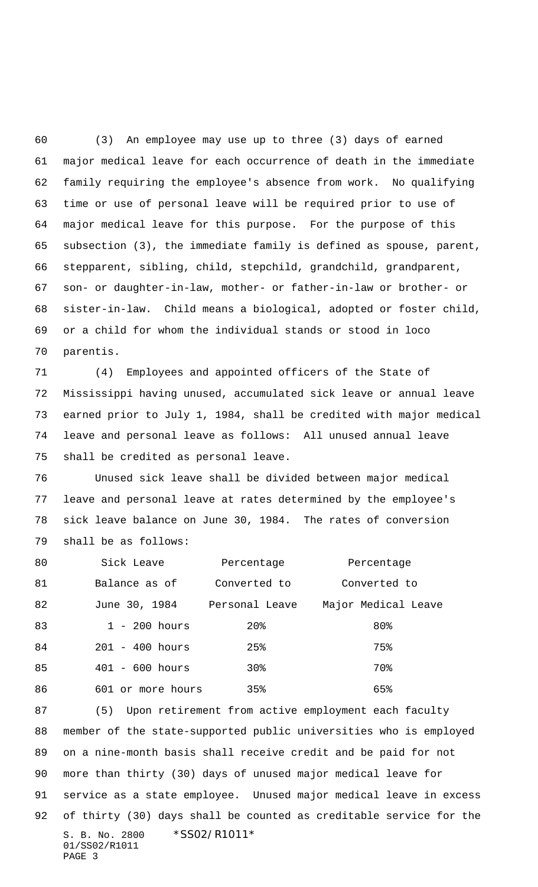(3) An employee may use up to three (3) days of earned major medical leave for each occurrence of death in the immediate family requiring the employee's absence from work. No qualifying time or use of personal leave will be required prior to use of major medical leave for this purpose. For the purpose of this subsection (3), the immediate family is defined as spouse, parent, stepparent, sibling, child, stepchild, grandchild, grandparent, son- or daughter-in-law, mother- or father-in-law or brother- or sister-in-law. Child means a biological, adopted or foster child, or a child for whom the individual stands or stood in loco parentis.

(4) Employees and appointed officers of the State of Mississippi having unused, accumulated sick leave or annual leave earned prior to July 1, 1984, shall be credited with major medical leave and personal leave as follows: All unused annual leave shall be credited as personal leave.

Unused sick leave shall be divided between major medical leave and personal leave at rates determined by the employee's sick leave balance on June 30, 1984. The rates of conversion shall be as follows:

| Sick Leave Balance as of June 30, 1984 | Percentage Converted to Personal Leave | Percentage Converted to Major Medical Leave |
|---|---|---|
| 1 - 200 hours | 20% | 80% |
| 201 - 400 hours | 25% | 75% |
| 401 - 600 hours | 30% | 70% |
| 601 or more hours | 35% | 65% |

(5) Upon retirement from active employment each faculty member of the state-supported public universities who is employed on a nine-month basis shall receive credit and be paid for not more than thirty (30) days of unused major medical leave for service as a state employee. Unused major medical leave in excess of thirty (30) days shall be counted as creditable service for the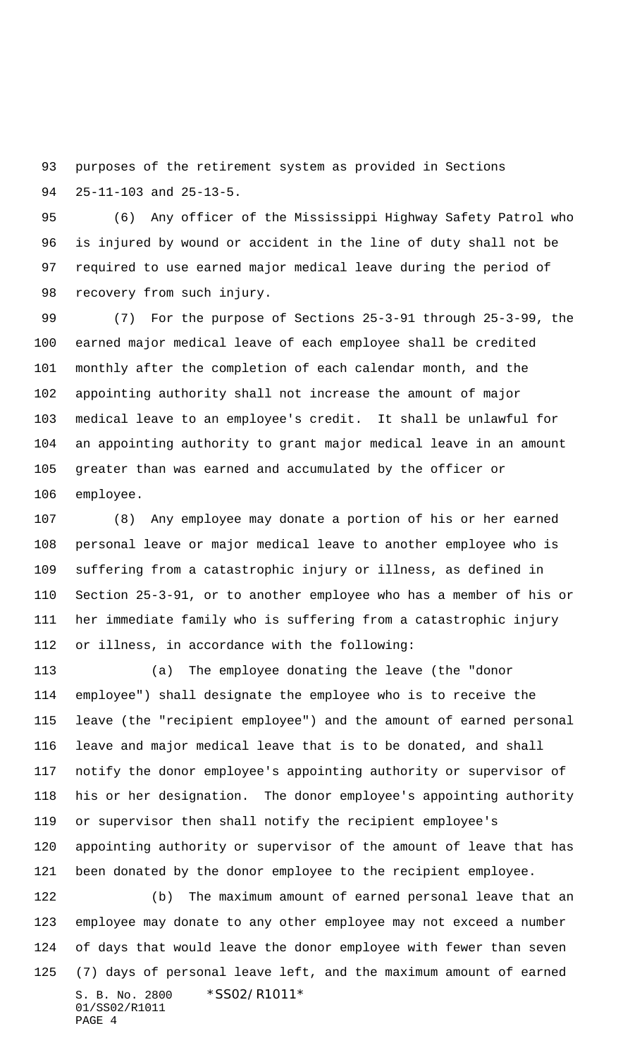purposes of the retirement system as provided in Sections 25-11-103 and 25-13-5.

(6) Any officer of the Mississippi Highway Safety Patrol who is injured by wound or accident in the line of duty shall not be required to use earned major medical leave during the period of recovery from such injury.

(7) For the purpose of Sections 25-3-91 through 25-3-99, the earned major medical leave of each employee shall be credited monthly after the completion of each calendar month, and the appointing authority shall not increase the amount of major medical leave to an employee's credit. It shall be unlawful for an appointing authority to grant major medical leave in an amount greater than was earned and accumulated by the officer or employee.

(8) Any employee may donate a portion of his or her earned personal leave or major medical leave to another employee who is suffering from a catastrophic injury or illness, as defined in Section 25-3-91, or to another employee who has a member of his or her immediate family who is suffering from a catastrophic injury or illness, in accordance with the following:

(a) The employee donating the leave (the "donor employee") shall designate the employee who is to receive the leave (the "recipient employee") and the amount of earned personal leave and major medical leave that is to be donated, and shall notify the donor employee's appointing authority or supervisor of his or her designation. The donor employee's appointing authority or supervisor then shall notify the recipient employee's appointing authority or supervisor of the amount of leave that has been donated by the donor employee to the recipient employee.

(b) The maximum amount of earned personal leave that an employee may donate to any other employee may not exceed a number of days that would leave the donor employee with fewer than seven (7) days of personal leave left, and the maximum amount of earned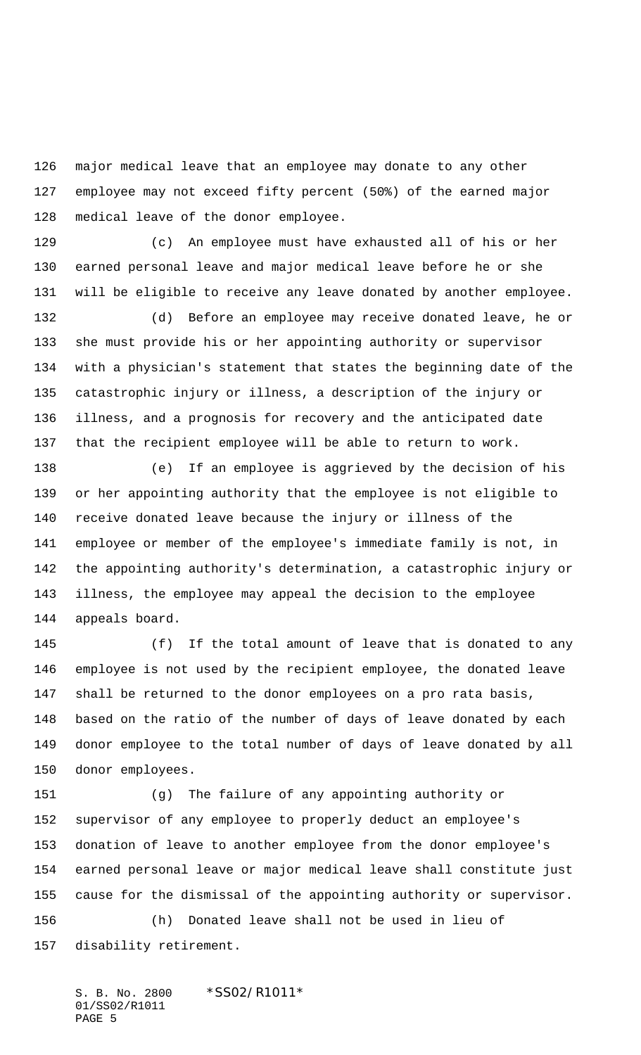major medical leave that an employee may donate to any other employee may not exceed fifty percent (50%) of the earned major medical leave of the donor employee.

(c) An employee must have exhausted all of his or her earned personal leave and major medical leave before he or she will be eligible to receive any leave donated by another employee.

(d) Before an employee may receive donated leave, he or she must provide his or her appointing authority or supervisor with a physician's statement that states the beginning date of the catastrophic injury or illness, a description of the injury or illness, and a prognosis for recovery and the anticipated date that the recipient employee will be able to return to work.

(e) If an employee is aggrieved by the decision of his or her appointing authority that the employee is not eligible to receive donated leave because the injury or illness of the employee or member of the employee's immediate family is not, in the appointing authority's determination, a catastrophic injury or illness, the employee may appeal the decision to the employee appeals board.

(f) If the total amount of leave that is donated to any employee is not used by the recipient employee, the donated leave shall be returned to the donor employees on a pro rata basis, based on the ratio of the number of days of leave donated by each donor employee to the total number of days of leave donated by all donor employees.

(g) The failure of any appointing authority or supervisor of any employee to properly deduct an employee's donation of leave to another employee from the donor employee's earned personal leave or major medical leave shall constitute just cause for the dismissal of the appointing authority or supervisor.

(h) Donated leave shall not be used in lieu of disability retirement.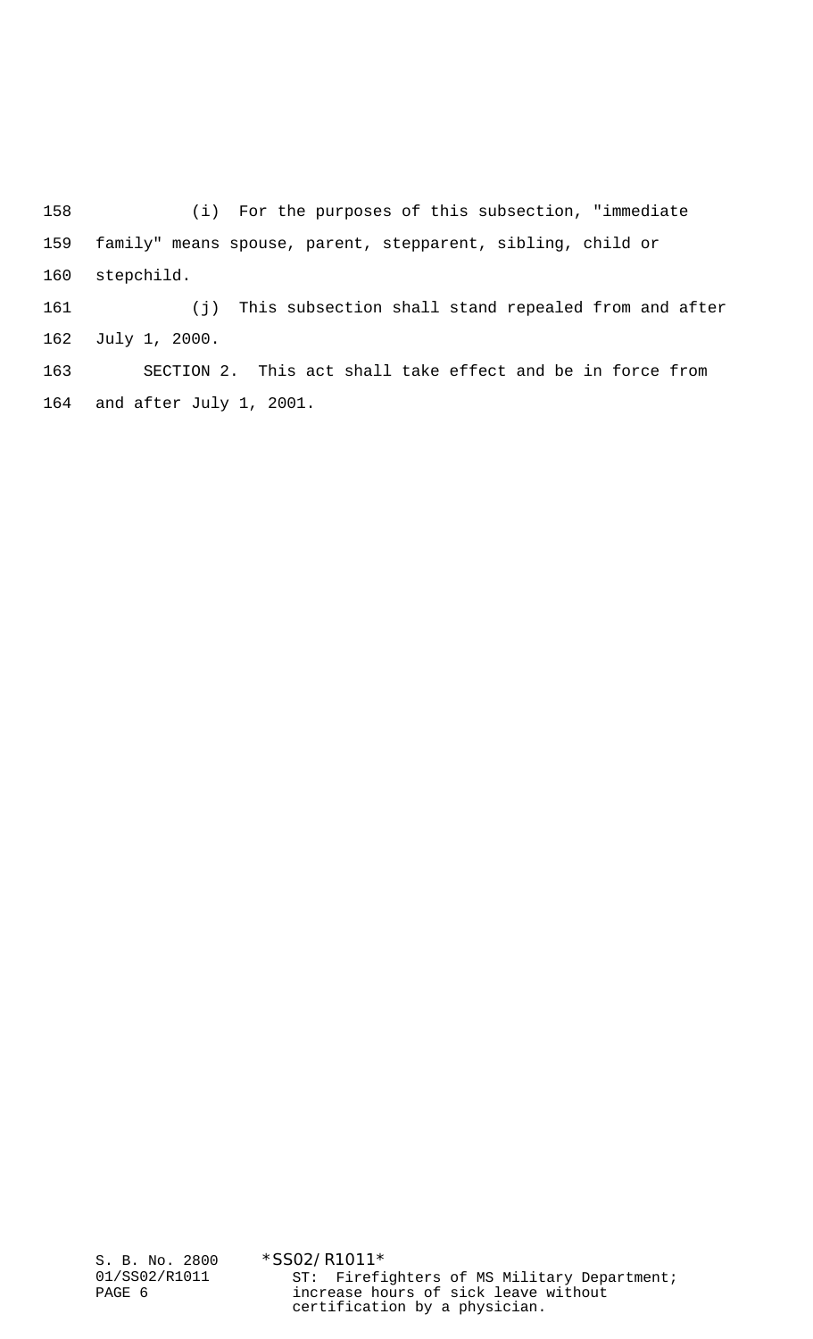(i) For the purposes of this subsection, "immediate family" means spouse, parent, stepparent, sibling, child or stepchild.

(j) This subsection shall stand repealed from and after July 1, 2000.

SECTION 2. This act shall take effect and be in force from and after July 1, 2001.